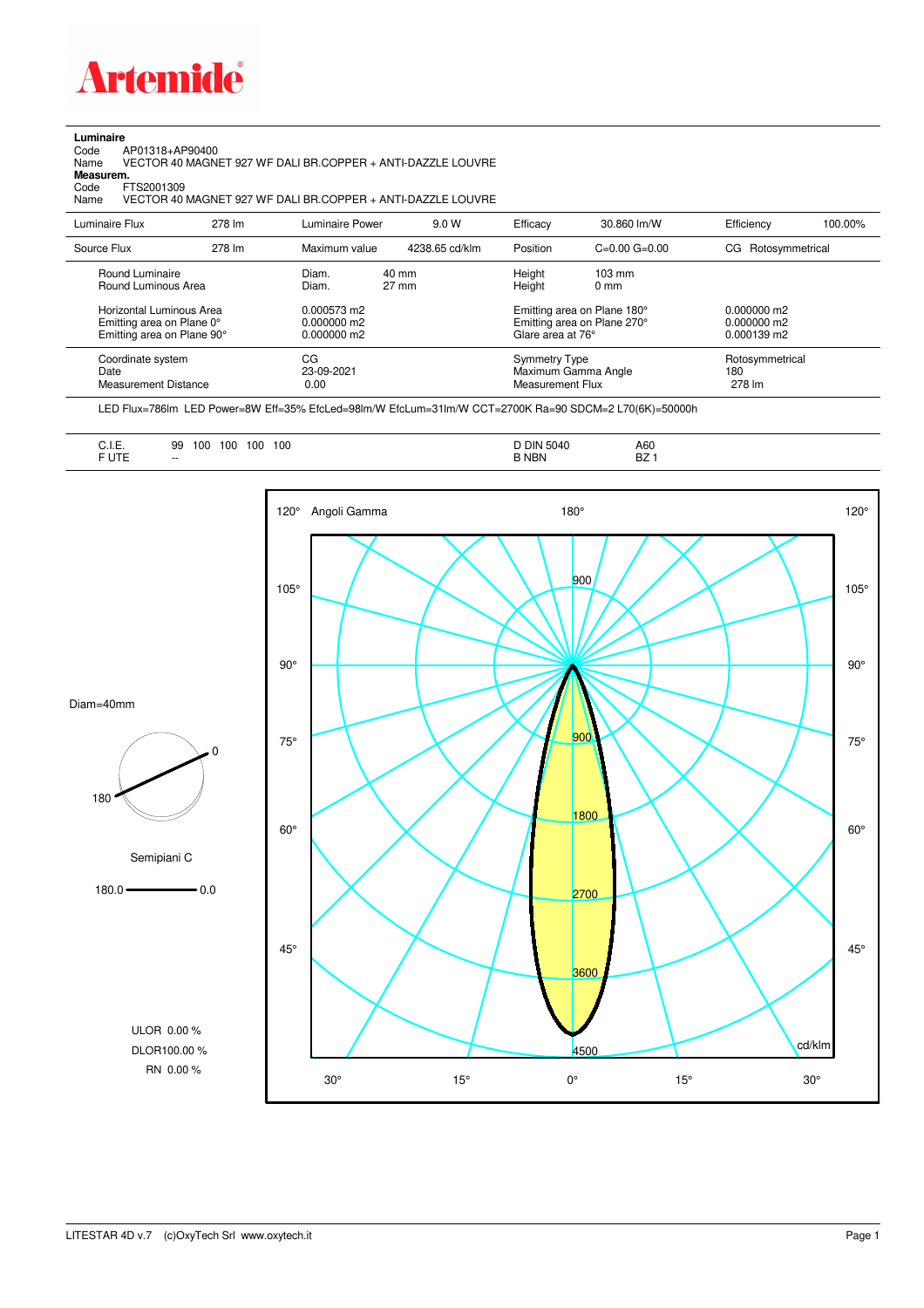**Artemide**

**Luminaire**
Code AP01318+AP90400
Name VECTOR 40 MAGNET 927 WF DALI BR.COPPER + ANTI-DAZZLE LOUVRE
**Measurem.**
Code FTS2001309
Name VECTOR 40 MAGNET 927 WF DALI BR.COPPER + ANTI-DAZZLE LOUVRE

| Luminaire Flux | 278 lm | Luminaire Power | 9.0 W | Efficacy | 30.860 lm/W | Efficiency | 100.00% |
|---|---|---|---|---|---|---|---|
| Source Flux | 278 lm | Maximum value | 4238.65 cd/klm | Position | C=0.00 G=0.00 | CG | Rotosymmetrical |

| | | | |
|---|---|---|---|
| Round Luminaire | Diam. 40 mm | Height 103 mm | |
| Round Luminous Area | Diam. 27 mm | Height 0 mm | |
| Horizontal Luminous Area | 0.000573 m2 | Emitting area on Plane 180° | 0.000000 m2 |
| Emitting area on Plane 0° | 0.000000 m2 | Emitting area on Plane 270° | 0.000000 m2 |
| Emitting area on Plane 90° | 0.000000 m2 | Glare area at 76° | 0.000139 m2 |
| Coordinate system | CG | Symmetry Type | Rotosymmetrical |
| Date | 23-09-2021 | Maximum Gamma Angle | 180 |
| Measurement Distance | 0.00 | Measurement Flux | 278 lm |

LED Flux=786lm LED Power=8W Eff=35% EfcLed=98lm/W EfcLum=31lm/W CCT=2700K Ra=90 SDCM=2 L70(6K)=50000h

| | | | |
|---|---|---|---|
| C.I.E. | 99 100 100 100 100 | D DIN 5040 | A60 |
| F UTE | -- | B NBN | BZ 1 |

Diam=40mm

Semipiani C

180.0 — 0.0

ULOR 0.00 %
DLOR100.00 %
RN 0.00 %

Angoli Gamma — cd/klm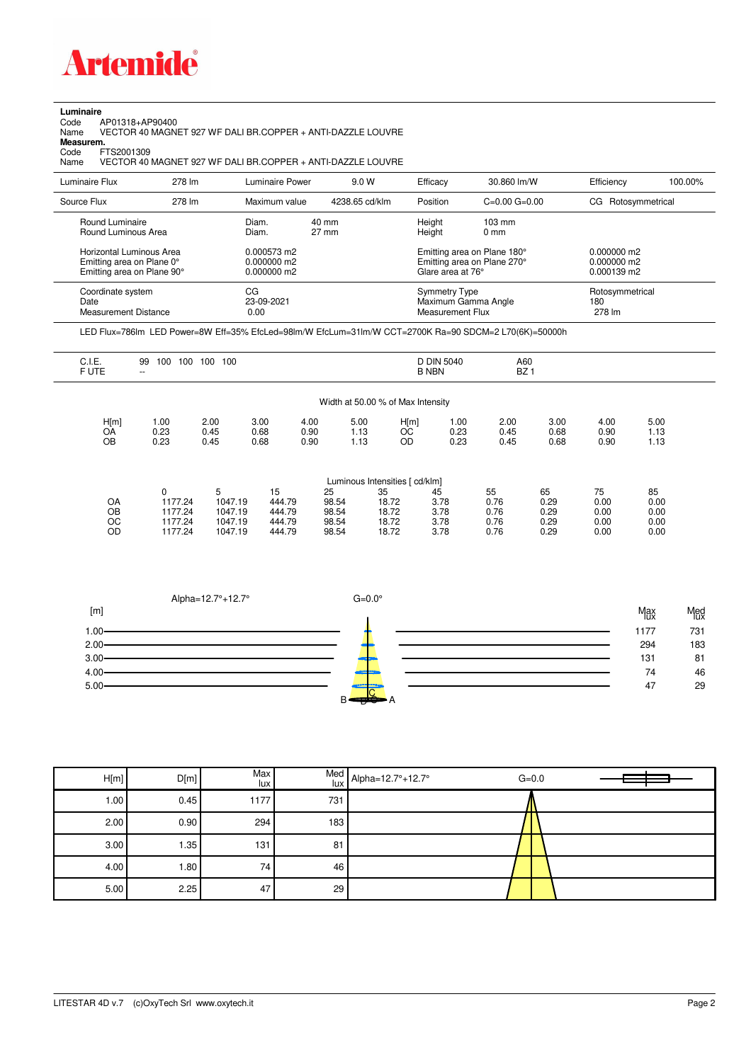**Artemide**

**Luminaire**

Code AP01318+AP90400
Name VECTOR 40 MAGNET 927 WF DALI BR.COPPER + ANTI-DAZZLE LOUVRE

**Measurem.**

Code FTS2001309
Name VECTOR 40 MAGNET 927 WF DALI BR.COPPER + ANTI-DAZZLE LOUVRE

| | | | | | | | |
|---|---|---|---|---|---|---|---|
| Luminaire Flux | 278 lm | Luminaire Power | 9.0 W | Efficacy | 30.860 lm/W | Efficiency | 100.00% |
| Source Flux | 278 lm | Maximum value | 4238.65 cd/klm | Position | C=0.00 G=0.00 | CG | Rotosymmetrical |

| | | | | | | |
|---|---|---|---|---|---|---|
| Round Luminaire | Diam. | 40 mm | Height | 103 mm | | |
| Round Luminous Area | Diam. | 27 mm | Height | 0 mm | | |
| Horizontal Luminous Area | 0.000573 m2 | | Emitting area on Plane 180° | | 0.000000 m2 | |
| Emitting area on Plane 0° | 0.000000 m2 | | Emitting area on Plane 270° | | 0.000000 m2 | |
| Emitting area on Plane 90° | 0.000000 m2 | | Glare area at 76° | | 0.000139 m2 | |

| | | | |
|---|---|---|---|
| Coordinate system | CG | Symmetry Type | Rotosymmetrical |
| Date | 23-09-2021 | Maximum Gamma Angle | 180 |
| Measurement Distance | 0.00 | Measurement Flux | 278 lm |

LED Flux=786lm LED Power=8W Eff=35% EfcLed=98lm/W EfcLum=31lm/W CCT=2700K Ra=90 SDCM=2 L70(6K)=50000h

| | | | |
|---|---|---|---|
| C.I.E. | 99 100 100 100 100 | D DIN 5040 | A60 |
| F UTE | -- | B NBN | BZ 1 |

Width at 50.00 % of Max Intensity

| H[m] | 1.00 | 2.00 | 3.00 | 4.00 | 5.00 | H[m] | 1.00 | 2.00 | 3.00 | 4.00 | 5.00 |
|---|---|---|---|---|---|---|---|---|---|---|---|
| OA | 0.23 | 0.45 | 0.68 | 0.90 | 1.13 | OC | 0.23 | 0.45 | 0.68 | 0.90 | 1.13 |
| OB | 0.23 | 0.45 | 0.68 | 0.90 | 1.13 | OD | 0.23 | 0.45 | 0.68 | 0.90 | 1.13 |

Luminous Intensities [ cd/klm]

| | 0 | 5 | 15 | 25 | 35 | 45 | 55 | 65 | 75 | 85 |
|---|---|---|---|---|---|---|---|---|---|---|
| OA | 1177.24 | 1047.19 | 444.79 | 98.54 | 18.72 | 3.78 | 0.76 | 0.29 | 0.00 | 0.00 |
| OB | 1177.24 | 1047.19 | 444.79 | 98.54 | 18.72 | 3.78 | 0.76 | 0.29 | 0.00 | 0.00 |
| OC | 1177.24 | 1047.19 | 444.79 | 98.54 | 18.72 | 3.78 | 0.76 | 0.29 | 0.00 | 0.00 |
| OD | 1177.24 | 1047.19 | 444.79 | 98.54 | 18.72 | 3.78 | 0.76 | 0.29 | 0.00 | 0.00 |

Alpha=12.7°+12.7°
G=0.0°
[m]
Max lux
Med lux
1.00 1177 731
2.00 294 183
3.00 131 81
4.00 74 46
5.00 47 29
B C D A

| H[m] | D[m] | Max lux | Med lux | Alpha=12.7°+12.7° G=0.0 |
|---|---|---|---|---|
| 1.00 | 0.45 | 1177 | 731 | |
| 2.00 | 0.90 | 294 | 183 | |
| 3.00 | 1.35 | 131 | 81 | |
| 4.00 | 1.80 | 74 | 46 | |
| 5.00 | 2.25 | 47 | 29 | |

LITESTAR 4D v.7 (c)OxyTech Srl www.oxytech.it